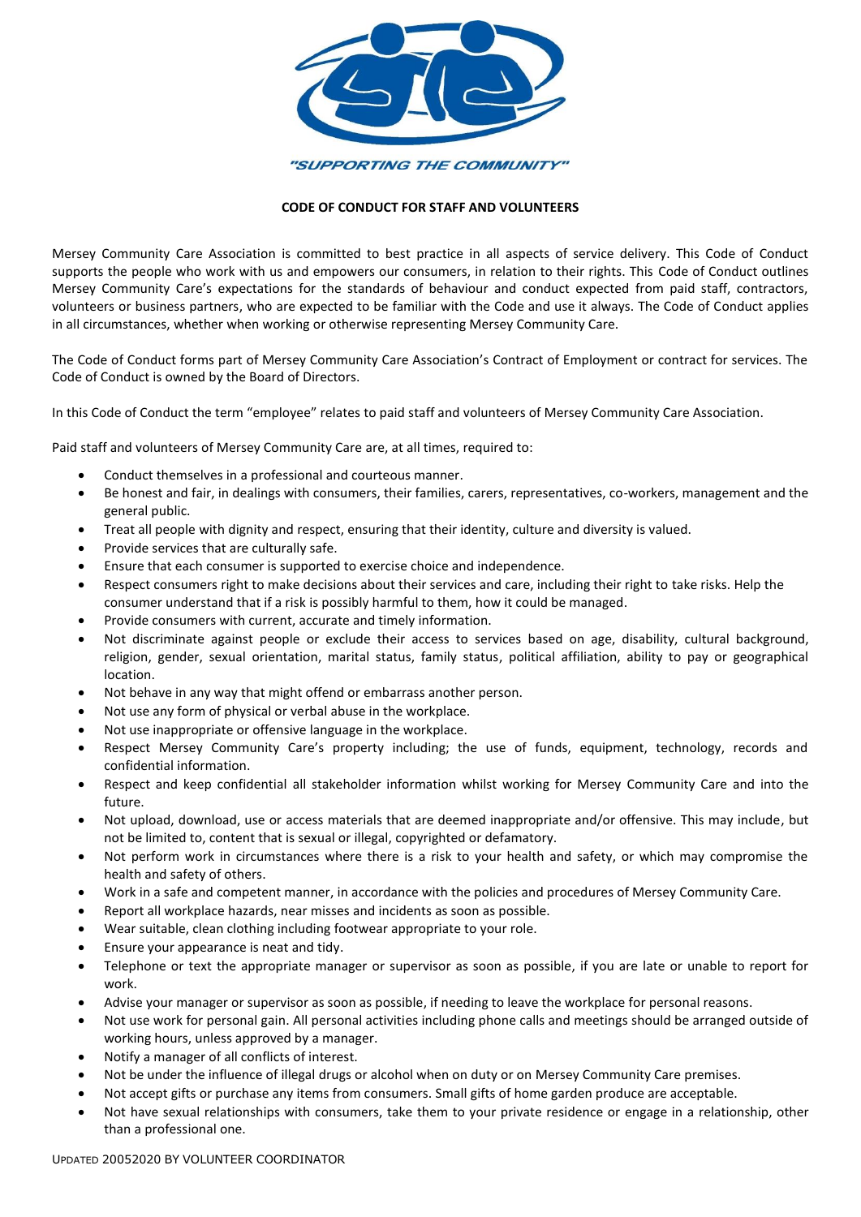*"SUPPORTING THE COMMUNITY"*

**CODE OF CONDUCT FOR STAFF AND VOLUNTEERS**

Mersey Community Care Association is committed to best practice in all aspects of service delivery. This Code of Conduct supports the people who work with us and empowers our consumers, in relation to their rights. This Code of Conduct outlines Mersey Community Care's expectations for the standards of behaviour and conduct expected from paid staff, contractors, volunteers or business partners, who are expected to be familiar with the Code and use it always. The Code of Conduct applies in all circumstances, whether when working or otherwise representing Mersey Community Care.

The Code of Conduct forms part of Mersey Community Care Association's Contract of Employment or contract for services. The Code of Conduct is owned by the Board of Directors.

In this Code of Conduct the term "employee" relates to paid staff and volunteers of Mersey Community Care Association.

Paid staff and volunteers of Mersey Community Care are, at all times, required to:

- Conduct themselves in a professional and courteous manner.
- Be honest and fair, in dealings with consumers, their families, carers, representatives, co-workers, management and the general public.
- Treat all people with dignity and respect, ensuring that their identity, culture and diversity is valued.
- Provide services that are culturally safe.
- Ensure that each consumer is supported to exercise choice and independence.
- Respect consumers right to make decisions about their services and care, including their right to take risks. Help the consumer understand that if a risk is possibly harmful to them, how it could be managed.
- Provide consumers with current, accurate and timely information.
- Not discriminate against people or exclude their access to services based on age, disability, cultural background, religion, gender, sexual orientation, marital status, family status, political affiliation, ability to pay or geographical location.
- Not behave in any way that might offend or embarrass another person.
- Not use any form of physical or verbal abuse in the workplace.
- Not use inappropriate or offensive language in the workplace.
- Respect Mersey Community Care's property including; the use of funds, equipment, technology, records and confidential information.
- Respect and keep confidential all stakeholder information whilst working for Mersey Community Care and into the future.
- Not upload, download, use or access materials that are deemed inappropriate and/or offensive. This may include, but not be limited to, content that is sexual or illegal, copyrighted or defamatory.
- Not perform work in circumstances where there is a risk to your health and safety, or which may compromise the health and safety of others.
- Work in a safe and competent manner, in accordance with the policies and procedures of Mersey Community Care.
- Report all workplace hazards, near misses and incidents as soon as possible.
- Wear suitable, clean clothing including footwear appropriate to your role.
- Ensure your appearance is neat and tidy.
- Telephone or text the appropriate manager or supervisor as soon as possible, if you are late or unable to report for work.
- Advise your manager or supervisor as soon as possible, if needing to leave the workplace for personal reasons.
- Not use work for personal gain. All personal activities including phone calls and meetings should be arranged outside of working hours, unless approved by a manager.
- Notify a manager of all conflicts of interest.
- Not be under the influence of illegal drugs or alcohol when on duty or on Mersey Community Care premises.
- Not accept gifts or purchase any items from consumers. Small gifts of home garden produce are acceptable.
- Not have sexual relationships with consumers, take them to your private residence or engage in a relationship, other than a professional one.

UPDATED 20052020 BY VOLUNTEER COORDINATOR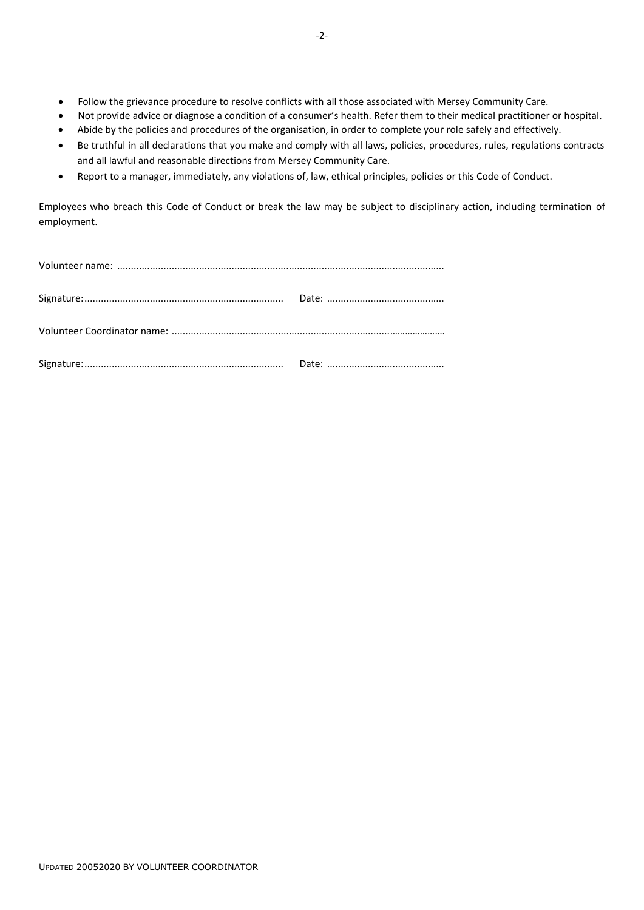- Follow the grievance procedure to resolve conflicts with all those associated with Mersey Community Care.
- Not provide advice or diagnose a condition of a consumer's health. Refer them to their medical practitioner or hospital.
- Abide by the policies and procedures of the organisation, in order to complete your role safely and effectively.
- Be truthful in all declarations that you make and comply with all laws, policies, procedures, rules, regulations contracts and all lawful and reasonable directions from Mersey Community Care.
- Report to a manager, immediately, any violations of, law, ethical principles, policies or this Code of Conduct.

Employees who breach this Code of Conduct or break the law may be subject to disciplinary action, including termination of employment.

Volunteer name: .......................................................................................................................

Signature:........................................................................ Date: ..........................................

Volunteer Coordinator name: ......................................................................................................

Signature:........................................................................ Date: ..........................................

UPDATED 20052020 BY VOLUNTEER COORDINATOR